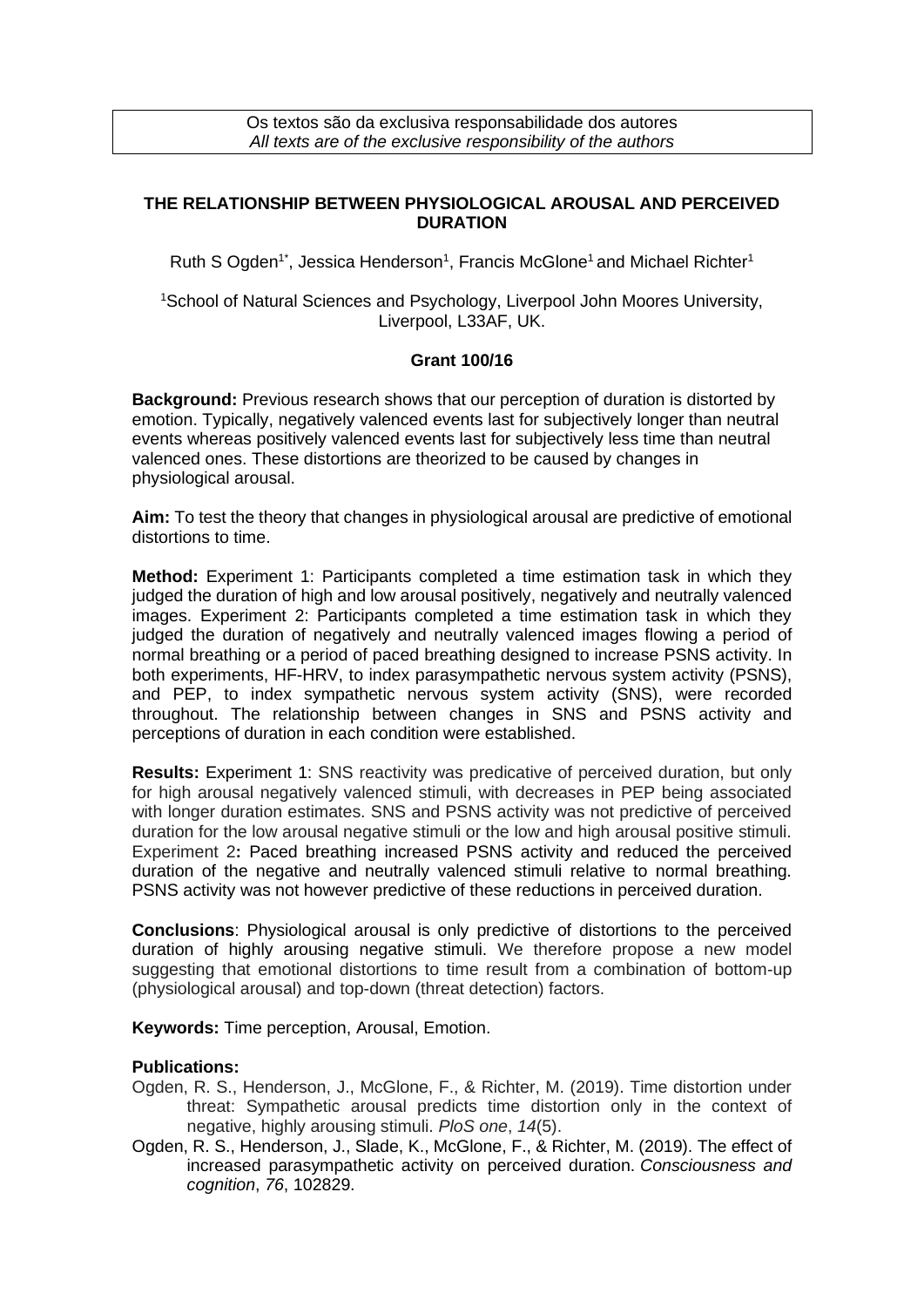Os textos são da exclusiva responsabilidade dos autores
*All texts are of the exclusive responsibility of the authors*

# THE RELATIONSHIP BETWEEN PHYSIOLOGICAL AROUSAL AND PERCEIVED DURATION

Ruth S Ogden[1*], Jessica Henderson[1], Francis McGlone[1] and Michael Richter[1]

[1]School of Natural Sciences and Psychology, Liverpool John Moores University, Liverpool, L33AF, UK.

**Grant 100/16**

**Background:** Previous research shows that our perception of duration is distorted by emotion. Typically, negatively valenced events last for subjectively longer than neutral events whereas positively valenced events last for subjectively less time than neutral valenced ones. These distortions are theorized to be caused by changes in physiological arousal.

**Aim:** To test the theory that changes in physiological arousal are predictive of emotional distortions to time.

**Method:** Experiment 1: Participants completed a time estimation task in which they judged the duration of high and low arousal positively, negatively and neutrally valenced images. Experiment 2: Participants completed a time estimation task in which they judged the duration of negatively and neutrally valenced images flowing a period of normal breathing or a period of paced breathing designed to increase PSNS activity. In both experiments, HF-HRV, to index parasympathetic nervous system activity (PSNS), and PEP, to index sympathetic nervous system activity (SNS), were recorded throughout. The relationship between changes in SNS and PSNS activity and perceptions of duration in each condition were established.

**Results:** Experiment 1: SNS reactivity was predicative of perceived duration, but only for high arousal negatively valenced stimuli, with decreases in PEP being associated with longer duration estimates. SNS and PSNS activity was not predictive of perceived duration for the low arousal negative stimuli or the low and high arousal positive stimuli. Experiment 2**:** Paced breathing increased PSNS activity and reduced the perceived duration of the negative and neutrally valenced stimuli relative to normal breathing. PSNS activity was not however predictive of these reductions in perceived duration.

**Conclusions**: Physiological arousal is only predictive of distortions to the perceived duration of highly arousing negative stimuli. We therefore propose a new model suggesting that emotional distortions to time result from a combination of bottom-up (physiological arousal) and top-down (threat detection) factors.

**Keywords:** Time perception, Arousal, Emotion.

**Publications:**

Ogden, R. S., Henderson, J., McGlone, F., & Richter, M. (2019). Time distortion under threat: Sympathetic arousal predicts time distortion only in the context of negative, highly arousing stimuli. *PloS one*, *14*(5).

Ogden, R. S., Henderson, J., Slade, K., McGlone, F., & Richter, M. (2019). The effect of increased parasympathetic activity on perceived duration. *Consciousness and cognition*, *76*, 102829.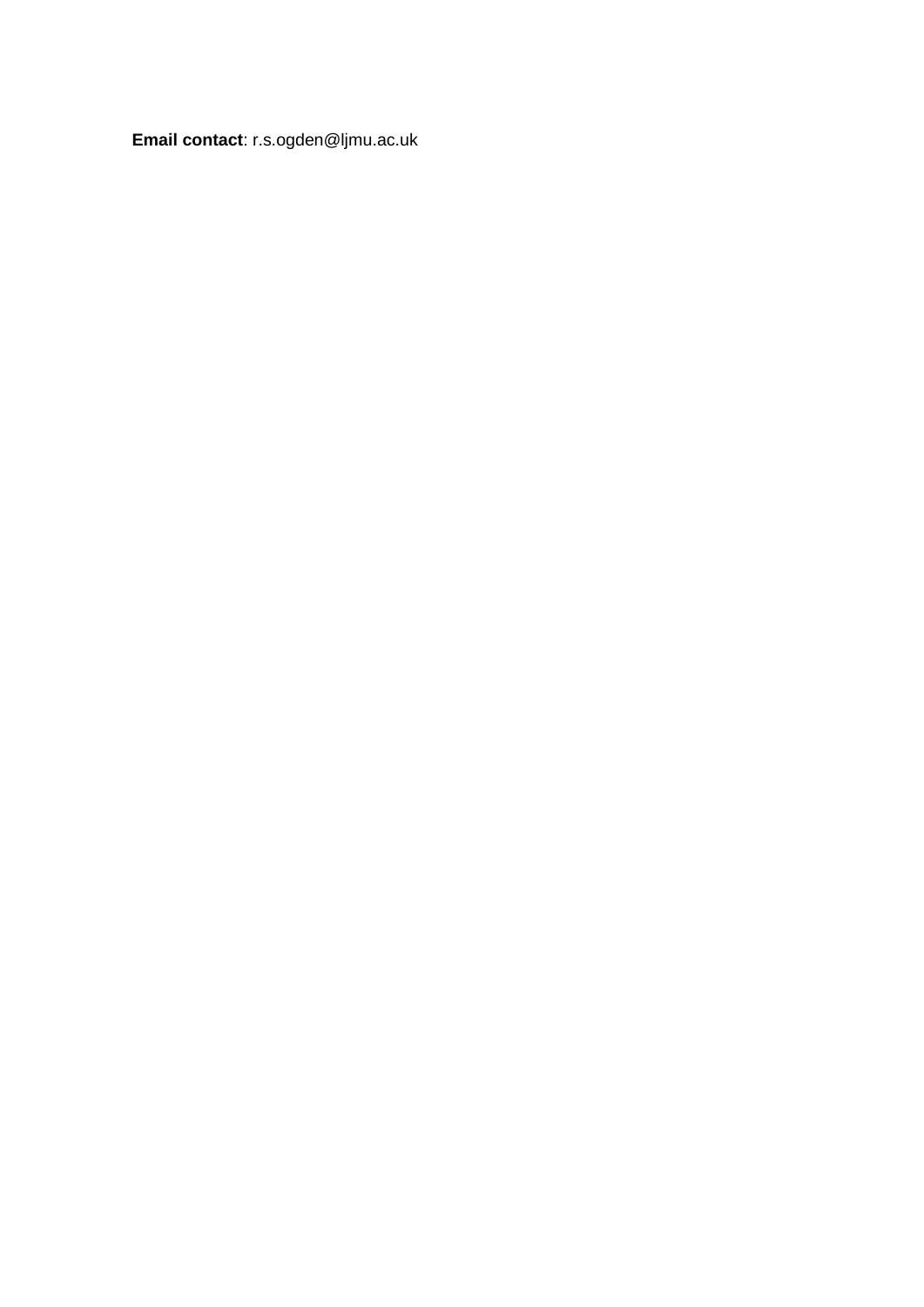**Email contact**: r.s.ogden@ljmu.ac.uk